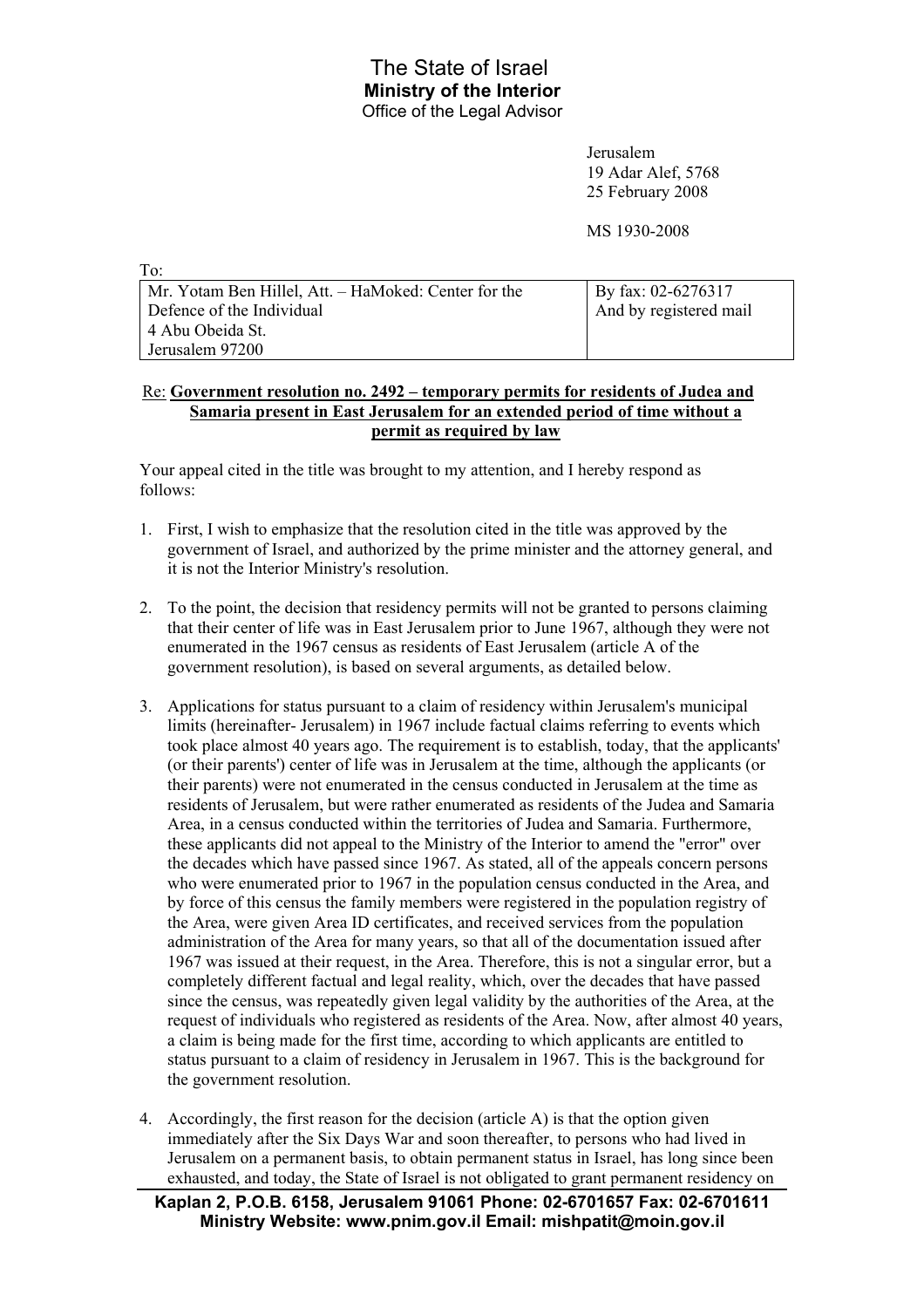# The State of Israel
## Ministry of the Interior
Office of the Legal Advisor

Jerusalem
19 Adar Alef, 5768
25 February 2008

MS 1930-2008

To:

| Mr. Yotam Ben Hillel, Att. – HaMoked: Center for the Defence of the Individual<br>4 Abu Obeida St.<br>Jerusalem 97200 | By fax: 02-6276317<br>And by registered mail |
|---|---|

Re: **<u>Government resolution no. 2492 – temporary permits for residents of Judea and Samaria present in East Jerusalem for an extended period of time without a permit as required by law</u>**

Your appeal cited in the title was brought to my attention, and I hereby respond as follows:

1. First, I wish to emphasize that the resolution cited in the title was approved by the government of Israel, and authorized by the prime minister and the attorney general, and it is not the Interior Ministry's resolution.

2. To the point, the decision that residency permits will not be granted to persons claiming that their center of life was in East Jerusalem prior to June 1967, although they were not enumerated in the 1967 census as residents of East Jerusalem (article A of the government resolution), is based on several arguments, as detailed below.

3. Applications for status pursuant to a claim of residency within Jerusalem's municipal limits (hereinafter- Jerusalem) in 1967 include factual claims referring to events which took place almost 40 years ago. The requirement is to establish, today, that the applicants' (or their parents') center of life was in Jerusalem at the time, although the applicants (or their parents) were not enumerated in the census conducted in Jerusalem at the time as residents of Jerusalem, but were rather enumerated as residents of the Judea and Samaria Area, in a census conducted within the territories of Judea and Samaria. Furthermore, these applicants did not appeal to the Ministry of the Interior to amend the "error" over the decades which have passed since 1967. As stated, all of the appeals concern persons who were enumerated prior to 1967 in the population census conducted in the Area, and by force of this census the family members were registered in the population registry of the Area, were given Area ID certificates, and received services from the population administration of the Area for many years, so that all of the documentation issued after 1967 was issued at their request, in the Area. Therefore, this is not a singular error, but a completely different factual and legal reality, which, over the decades that have passed since the census, was repeatedly given legal validity by the authorities of the Area, at the request of individuals who registered as residents of the Area. Now, after almost 40 years, a claim is being made for the first time, according to which applicants are entitled to status pursuant to a claim of residency in Jerusalem in 1967. This is the background for the government resolution.

4. Accordingly, the first reason for the decision (article A) is that the option given immediately after the Six Days War and soon thereafter, to persons who had lived in Jerusalem on a permanent basis, to obtain permanent status in Israel, has long since been exhausted, and today, the State of Israel is not obligated to grant permanent residency on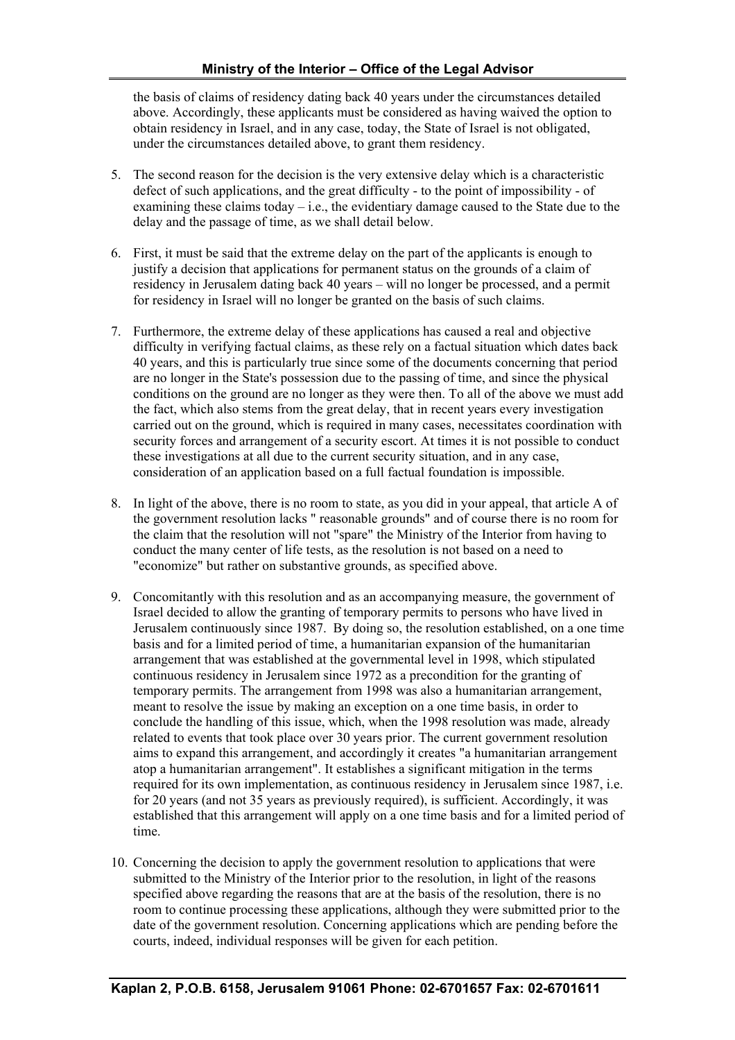the basis of claims of residency dating back 40 years under the circumstances detailed above. Accordingly, these applicants must be considered as having waived the option to obtain residency in Israel, and in any case, today, the State of Israel is not obligated, under the circumstances detailed above, to grant them residency.

5. The second reason for the decision is the very extensive delay which is a characteristic defect of such applications, and the great difficulty - to the point of impossibility - of examining these claims today – i.e., the evidentiary damage caused to the State due to the delay and the passage of time, as we shall detail below.

6. First, it must be said that the extreme delay on the part of the applicants is enough to justify a decision that applications for permanent status on the grounds of a claim of residency in Jerusalem dating back 40 years – will no longer be processed, and a permit for residency in Israel will no longer be granted on the basis of such claims.

7. Furthermore, the extreme delay of these applications has caused a real and objective difficulty in verifying factual claims, as these rely on a factual situation which dates back 40 years, and this is particularly true since some of the documents concerning that period are no longer in the State's possession due to the passing of time, and since the physical conditions on the ground are no longer as they were then. To all of the above we must add the fact, which also stems from the great delay, that in recent years every investigation carried out on the ground, which is required in many cases, necessitates coordination with security forces and arrangement of a security escort. At times it is not possible to conduct these investigations at all due to the current security situation, and in any case, consideration of an application based on a full factual foundation is impossible.

8. In light of the above, there is no room to state, as you did in your appeal, that article A of the government resolution lacks " reasonable grounds" and of course there is no room for the claim that the resolution will not "spare" the Ministry of the Interior from having to conduct the many center of life tests, as the resolution is not based on a need to "economize" but rather on substantive grounds, as specified above.

9. Concomitantly with this resolution and as an accompanying measure, the government of Israel decided to allow the granting of temporary permits to persons who have lived in Jerusalem continuously since 1987. By doing so, the resolution established, on a one time basis and for a limited period of time, a humanitarian expansion of the humanitarian arrangement that was established at the governmental level in 1998, which stipulated continuous residency in Jerusalem since 1972 as a precondition for the granting of temporary permits. The arrangement from 1998 was also a humanitarian arrangement, meant to resolve the issue by making an exception on a one time basis, in order to conclude the handling of this issue, which, when the 1998 resolution was made, already related to events that took place over 30 years prior. The current government resolution aims to expand this arrangement, and accordingly it creates "a humanitarian arrangement atop a humanitarian arrangement". It establishes a significant mitigation in the terms required for its own implementation, as continuous residency in Jerusalem since 1987, i.e. for 20 years (and not 35 years as previously required), is sufficient. Accordingly, it was established that this arrangement will apply on a one time basis and for a limited period of time.

10. Concerning the decision to apply the government resolution to applications that were submitted to the Ministry of the Interior prior to the resolution, in light of the reasons specified above regarding the reasons that are at the basis of the resolution, there is no room to continue processing these applications, although they were submitted prior to the date of the government resolution. Concerning applications which are pending before the courts, indeed, individual responses will be given for each petition.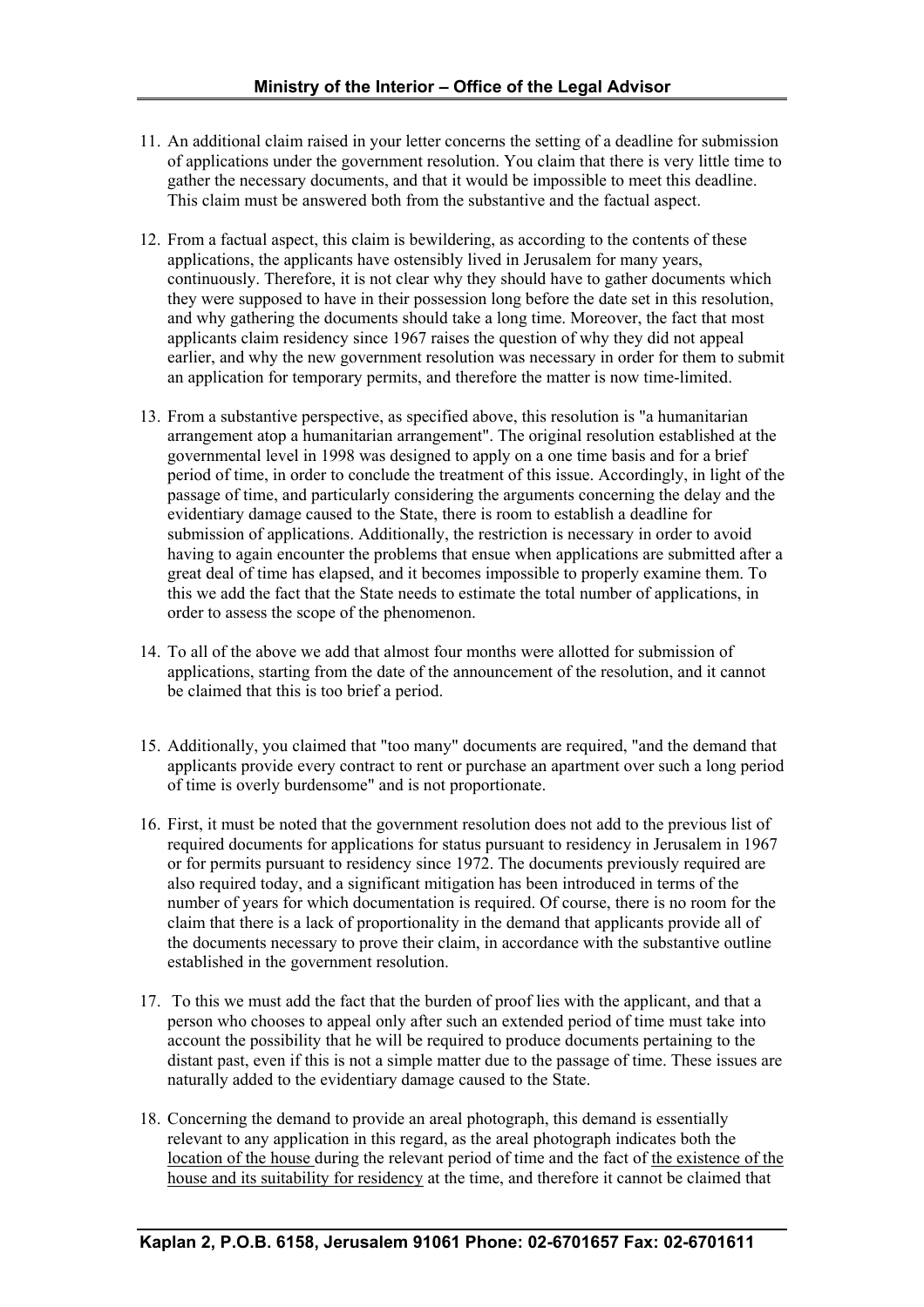11. An additional claim raised in your letter concerns the setting of a deadline for submission of applications under the government resolution. You claim that there is very little time to gather the necessary documents, and that it would be impossible to meet this deadline. This claim must be answered both from the substantive and the factual aspect.

12. From a factual aspect, this claim is bewildering, as according to the contents of these applications, the applicants have ostensibly lived in Jerusalem for many years, continuously. Therefore, it is not clear why they should have to gather documents which they were supposed to have in their possession long before the date set in this resolution, and why gathering the documents should take a long time. Moreover, the fact that most applicants claim residency since 1967 raises the question of why they did not appeal earlier, and why the new government resolution was necessary in order for them to submit an application for temporary permits, and therefore the matter is now time-limited.

13. From a substantive perspective, as specified above, this resolution is "a humanitarian arrangement atop a humanitarian arrangement". The original resolution established at the governmental level in 1998 was designed to apply on a one time basis and for a brief period of time, in order to conclude the treatment of this issue. Accordingly, in light of the passage of time, and particularly considering the arguments concerning the delay and the evidentiary damage caused to the State, there is room to establish a deadline for submission of applications. Additionally, the restriction is necessary in order to avoid having to again encounter the problems that ensue when applications are submitted after a great deal of time has elapsed, and it becomes impossible to properly examine them. To this we add the fact that the State needs to estimate the total number of applications, in order to assess the scope of the phenomenon.

14. To all of the above we add that almost four months were allotted for submission of applications, starting from the date of the announcement of the resolution, and it cannot be claimed that this is too brief a period.

15. Additionally, you claimed that "too many" documents are required, "and the demand that applicants provide every contract to rent or purchase an apartment over such a long period of time is overly burdensome" and is not proportionate.

16. First, it must be noted that the government resolution does not add to the previous list of required documents for applications for status pursuant to residency in Jerusalem in 1967 or for permits pursuant to residency since 1972. The documents previously required are also required today, and a significant mitigation has been introduced in terms of the number of years for which documentation is required. Of course, there is no room for the claim that there is a lack of proportionality in the demand that applicants provide all of the documents necessary to prove their claim, in accordance with the substantive outline established in the government resolution.

17. To this we must add the fact that the burden of proof lies with the applicant, and that a person who chooses to appeal only after such an extended period of time must take into account the possibility that he will be required to produce documents pertaining to the distant past, even if this is not a simple matter due to the passage of time. These issues are naturally added to the evidentiary damage caused to the State.

18. Concerning the demand to provide an areal photograph, this demand is essentially relevant to any application in this regard, as the areal photograph indicates both the location of the house during the relevant period of time and the fact of the existence of the house and its suitability for residency at the time, and therefore it cannot be claimed that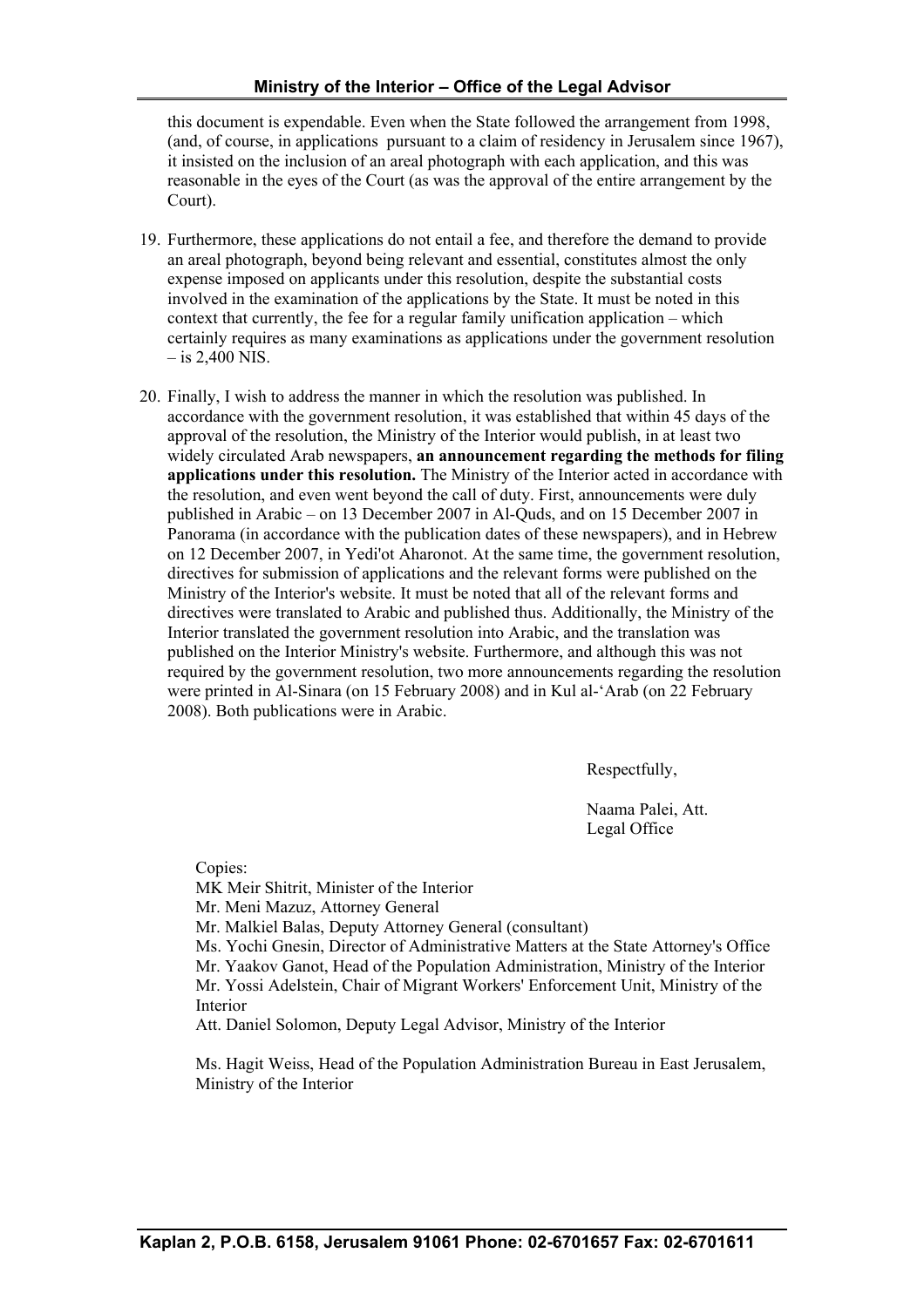this document is expendable. Even when the State followed the arrangement from 1998, (and, of course, in applications pursuant to a claim of residency in Jerusalem since 1967), it insisted on the inclusion of an areal photograph with each application, and this was reasonable in the eyes of the Court (as was the approval of the entire arrangement by the Court).

19. Furthermore, these applications do not entail a fee, and therefore the demand to provide an areal photograph, beyond being relevant and essential, constitutes almost the only expense imposed on applicants under this resolution, despite the substantial costs involved in the examination of the applications by the State. It must be noted in this context that currently, the fee for a regular family unification application – which certainly requires as many examinations as applications under the government resolution – is 2,400 NIS.

20. Finally, I wish to address the manner in which the resolution was published. In accordance with the government resolution, it was established that within 45 days of the approval of the resolution, the Ministry of the Interior would publish, in at least two widely circulated Arab newspapers, **an announcement regarding the methods for filing applications under this resolution.** The Ministry of the Interior acted in accordance with the resolution, and even went beyond the call of duty. First, announcements were duly published in Arabic – on 13 December 2007 in Al-Quds, and on 15 December 2007 in Panorama (in accordance with the publication dates of these newspapers), and in Hebrew on 12 December 2007, in Yedi'ot Aharonot. At the same time, the government resolution, directives for submission of applications and the relevant forms were published on the Ministry of the Interior's website. It must be noted that all of the relevant forms and directives were translated to Arabic and published thus. Additionally, the Ministry of the Interior translated the government resolution into Arabic, and the translation was published on the Interior Ministry's website. Furthermore, and although this was not required by the government resolution, two more announcements regarding the resolution were printed in Al-Sinara (on 15 February 2008) and in Kul al-‘Arab (on 22 February 2008). Both publications were in Arabic.

Respectfully,

Naama Palei, Att.
Legal Office

Copies:
MK Meir Shitrit, Minister of the Interior
Mr. Meni Mazuz, Attorney General
Mr. Malkiel Balas, Deputy Attorney General (consultant)
Ms. Yochi Gnesin, Director of Administrative Matters at the State Attorney's Office
Mr. Yaakov Ganot, Head of the Population Administration, Ministry of the Interior
Mr. Yossi Adelstein, Chair of Migrant Workers' Enforcement Unit, Ministry of the Interior
Att. Daniel Solomon, Deputy Legal Advisor, Ministry of the Interior

Ms. Hagit Weiss, Head of the Population Administration Bureau in East Jerusalem, Ministry of the Interior